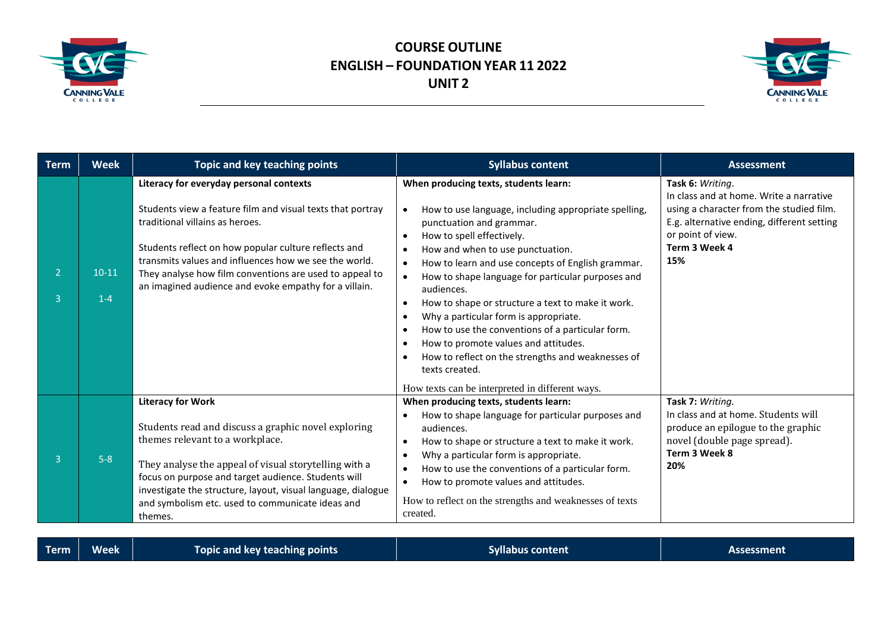# COURSE OUTLINE
# ENGLISH – FOUNDATION YEAR 11 2022
# UNIT 2

| Term | Week | Topic and key teaching points | Syllabus content | Assessment |
|---|---|---|---|---|
| 2<br><br>3 | 10-11<br><br>1-4 | **Literacy for everyday personal contexts**<br><br>Students view a feature film and visual texts that portray traditional villains as heroes.<br><br>Students reflect on how popular culture reflects and transmits values and influences how we see the world. They analyse how film conventions are used to appeal to an imagined audience and evoke empathy for a villain. | **When producing texts, students learn:**<br>• How to use language, including appropriate spelling, punctuation and grammar.<br>• How to spell effectively.<br>• How and when to use punctuation.<br>• How to learn and use concepts of English grammar.<br>• How to shape language for particular purposes and audiences.<br>• How to shape or structure a text to make it work.<br>• Why a particular form is appropriate.<br>• How to use the conventions of a particular form.<br>• How to promote values and attitudes.<br>• How to reflect on the strengths and weaknesses of texts created.<br><br>How texts can be interpreted in different ways. | **Task 6:** *Writing*.<br>In class and at home. Write a narrative using a character from the studied film. E.g. alternative ending, different setting or point of view.<br>**Term 3 Week 4**<br>**15%** |
| 3 | 5-8 | **Literacy for Work**<br><br>Students read and discuss a graphic novel exploring themes relevant to a workplace.<br><br>They analyse the appeal of visual storytelling with a focus on purpose and target audience. Students will investigate the structure, layout, visual language, dialogue and symbolism etc. used to communicate ideas and themes. | **When producing texts, students learn:**<br>• How to shape language for particular purposes and audiences.<br>• How to shape or structure a text to make it work.<br>• Why a particular form is appropriate.<br>• How to use the conventions of a particular form.<br>• How to promote values and attitudes.<br><br>How to reflect on the strengths and weaknesses of texts created. | **Task 7:** *Writing.*<br>In class and at home. Students will produce an epilogue to the graphic novel (double page spread).<br>**Term 3 Week 8**<br>**20%** |

| Term | Week | Topic and key teaching points | Syllabus content | Assessment |
|---|---|---|---|---|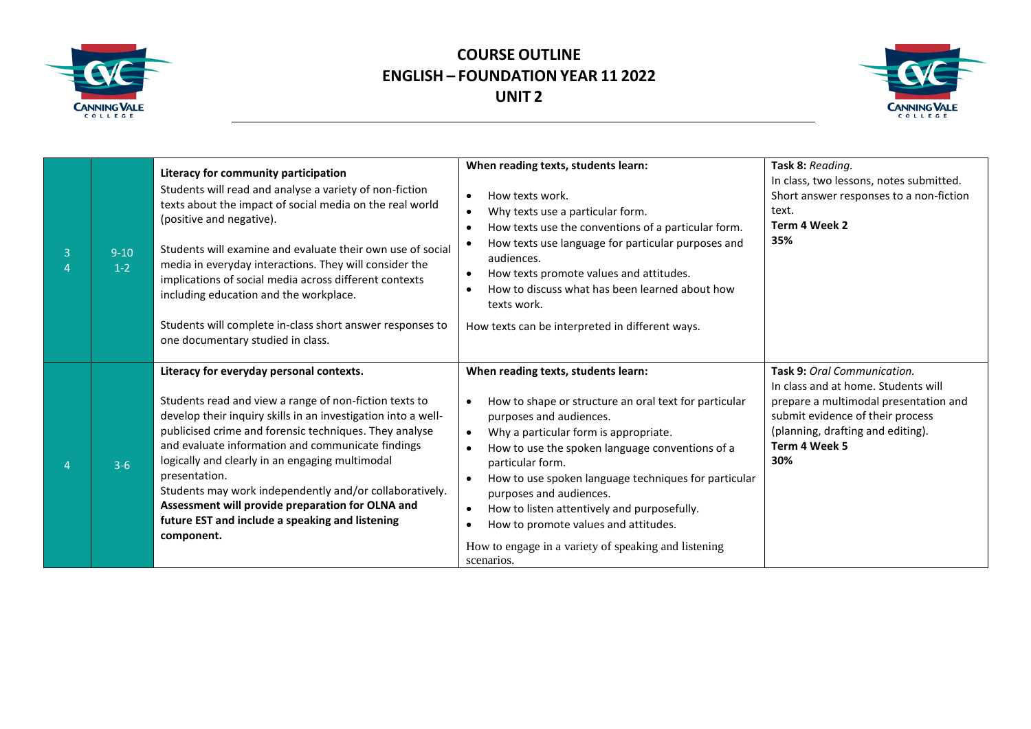# COURSE OUTLINE
# ENGLISH – FOUNDATION YEAR 11 2022
# UNIT 2

| | | | | |
|---|---|---|---|---|
| 3<br>4 | 9-10<br>1-2 | **Literacy for community participation**<br>Students will read and analyse a variety of non-fiction texts about the impact of social media on the real world (positive and negative).<br><br>Students will examine and evaluate their own use of social media in everyday interactions. They will consider the implications of social media across different contexts including education and the workplace.<br><br>Students will complete in-class short answer responses to one documentary studied in class. | **When reading texts, students learn:**<br>• How texts work.<br>• Why texts use a particular form.<br>• How texts use the conventions of a particular form.<br>• How texts use language for particular purposes and audiences.<br>• How texts promote values and attitudes.<br>• How to discuss what has been learned about how texts work.<br><br>How texts can be interpreted in different ways. | **Task 8:** *Reading.*<br>In class, two lessons, notes submitted. Short answer responses to a non-fiction text.<br>**Term 4 Week 2**<br>**35%** |
| 4 | 3-6 | **Literacy for everyday personal contexts.**<br><br>Students read and view a range of non-fiction texts to develop their inquiry skills in an investigation into a well-publicised crime and forensic techniques. They analyse and evaluate information and communicate findings logically and clearly in an engaging multimodal presentation.<br>Students may work independently and/or collaboratively.<br>**Assessment will provide preparation for OLNA and future EST and include a speaking and listening component.** | **When reading texts, students learn:**<br>• How to shape or structure an oral text for particular purposes and audiences.<br>• Why a particular form is appropriate.<br>• How to use the spoken language conventions of a particular form.<br>• How to use spoken language techniques for particular purposes and audiences.<br>• How to listen attentively and purposefully.<br>• How to promote values and attitudes.<br><br>How to engage in a variety of speaking and listening scenarios. | **Task 9:** *Oral Communication.*<br>In class and at home. Students will prepare a multimodal presentation and submit evidence of their process (planning, drafting and editing).<br>**Term 4 Week 5**<br>**30%** |